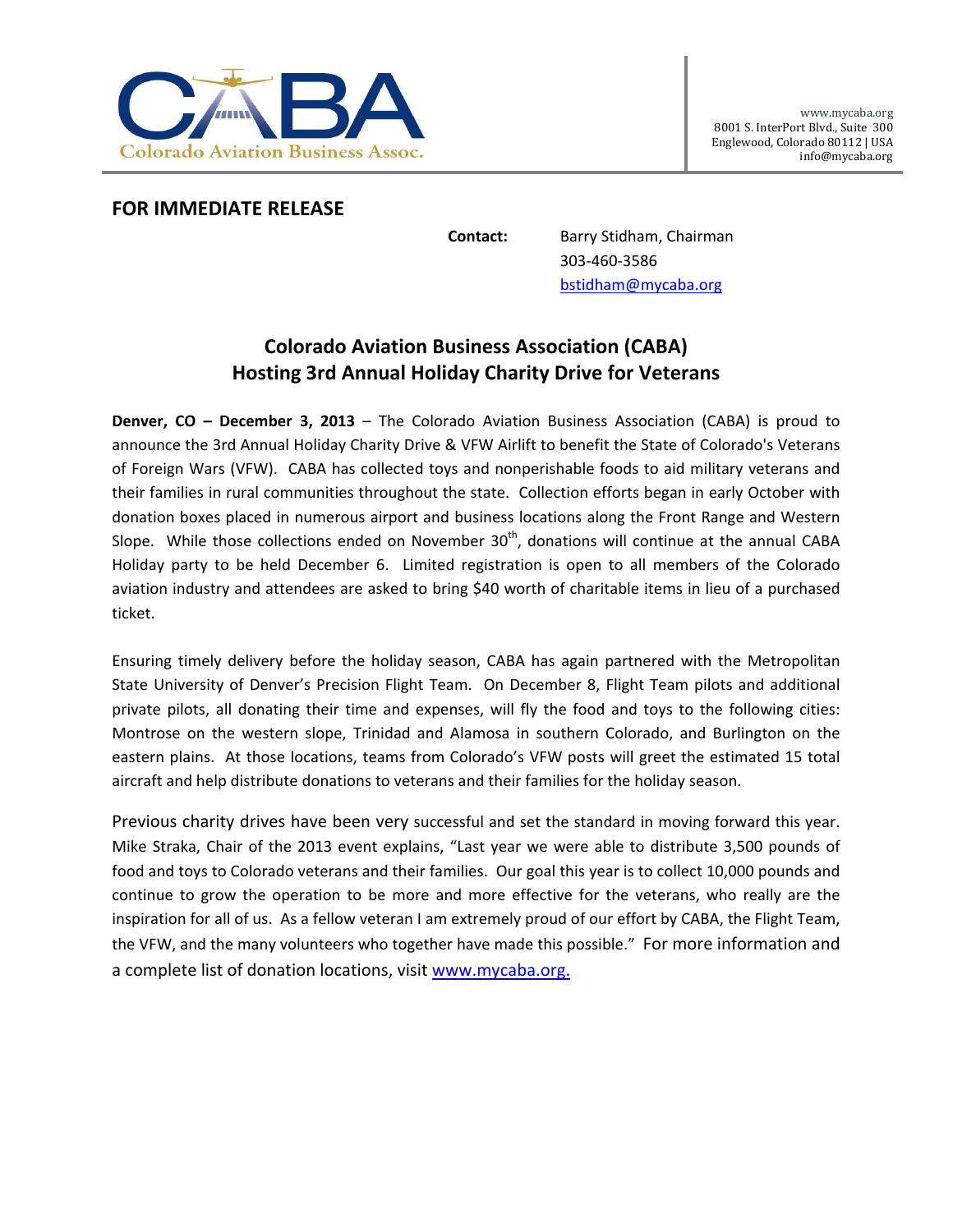CABA
Colorado Aviation Business Assoc.

www.mycaba.org
8001 S. InterPort Blvd., Suite 300
Englewood, Colorado 80112 | USA
info@mycaba.org

**FOR IMMEDIATE RELEASE**

**Contact:** Barry Stidham, Chairman
303-460-3586
bstidham@mycaba.org

## Colorado Aviation Business Association (CABA) Hosting 3rd Annual Holiday Charity Drive for Veterans

**Denver, CO – December 3, 2013** – The Colorado Aviation Business Association (CABA) is proud to announce the 3rd Annual Holiday Charity Drive & VFW Airlift to benefit the State of Colorado's Veterans of Foreign Wars (VFW). CABA has collected toys and nonperishable foods to aid military veterans and their families in rural communities throughout the state. Collection efforts began in early October with donation boxes placed in numerous airport and business locations along the Front Range and Western Slope. While those collections ended on November 30th, donations will continue at the annual CABA Holiday party to be held December 6. Limited registration is open to all members of the Colorado aviation industry and attendees are asked to bring $40 worth of charitable items in lieu of a purchased ticket.

Ensuring timely delivery before the holiday season, CABA has again partnered with the Metropolitan State University of Denver's Precision Flight Team. On December 8, Flight Team pilots and additional private pilots, all donating their time and expenses, will fly the food and toys to the following cities: Montrose on the western slope, Trinidad and Alamosa in southern Colorado, and Burlington on the eastern plains. At those locations, teams from Colorado's VFW posts will greet the estimated 15 total aircraft and help distribute donations to veterans and their families for the holiday season.

Previous charity drives have been very successful and set the standard in moving forward this year. Mike Straka, Chair of the 2013 event explains, "Last year we were able to distribute 3,500 pounds of food and toys to Colorado veterans and their families. Our goal this year is to collect 10,000 pounds and continue to grow the operation to be more and more effective for the veterans, who really are the inspiration for all of us. As a fellow veteran I am extremely proud of our effort by CABA, the Flight Team, the VFW, and the many volunteers who together have made this possible." For more information and a complete list of donation locations, visit www.mycaba.org.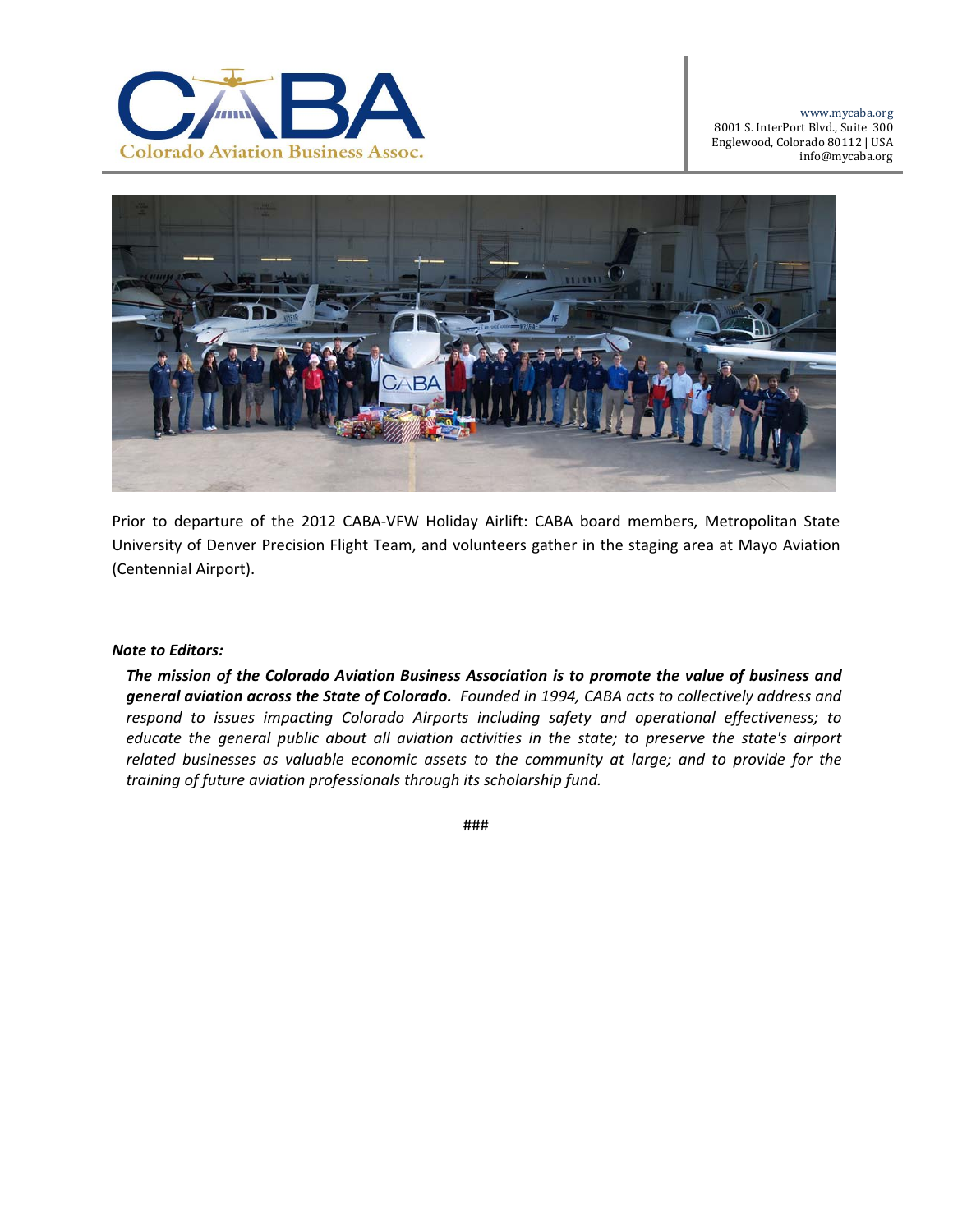Prior to departure of the 2012 CABA-VFW Holiday Airlift: CABA board members, Metropolitan State University of Denver Precision Flight Team, and volunteers gather in the staging area at Mayo Aviation (Centennial Airport).

***Note to Editors:***

***The mission of the Colorado Aviation Business Association is to promote the value of business and general aviation across the State of Colorado.*** *Founded in 1994, CABA acts to collectively address and respond to issues impacting Colorado Airports including safety and operational effectiveness; to educate the general public about all aviation activities in the state; to preserve the state's airport related businesses as valuable economic assets to the community at large; and to provide for the training of future aviation professionals through its scholarship fund.*

###